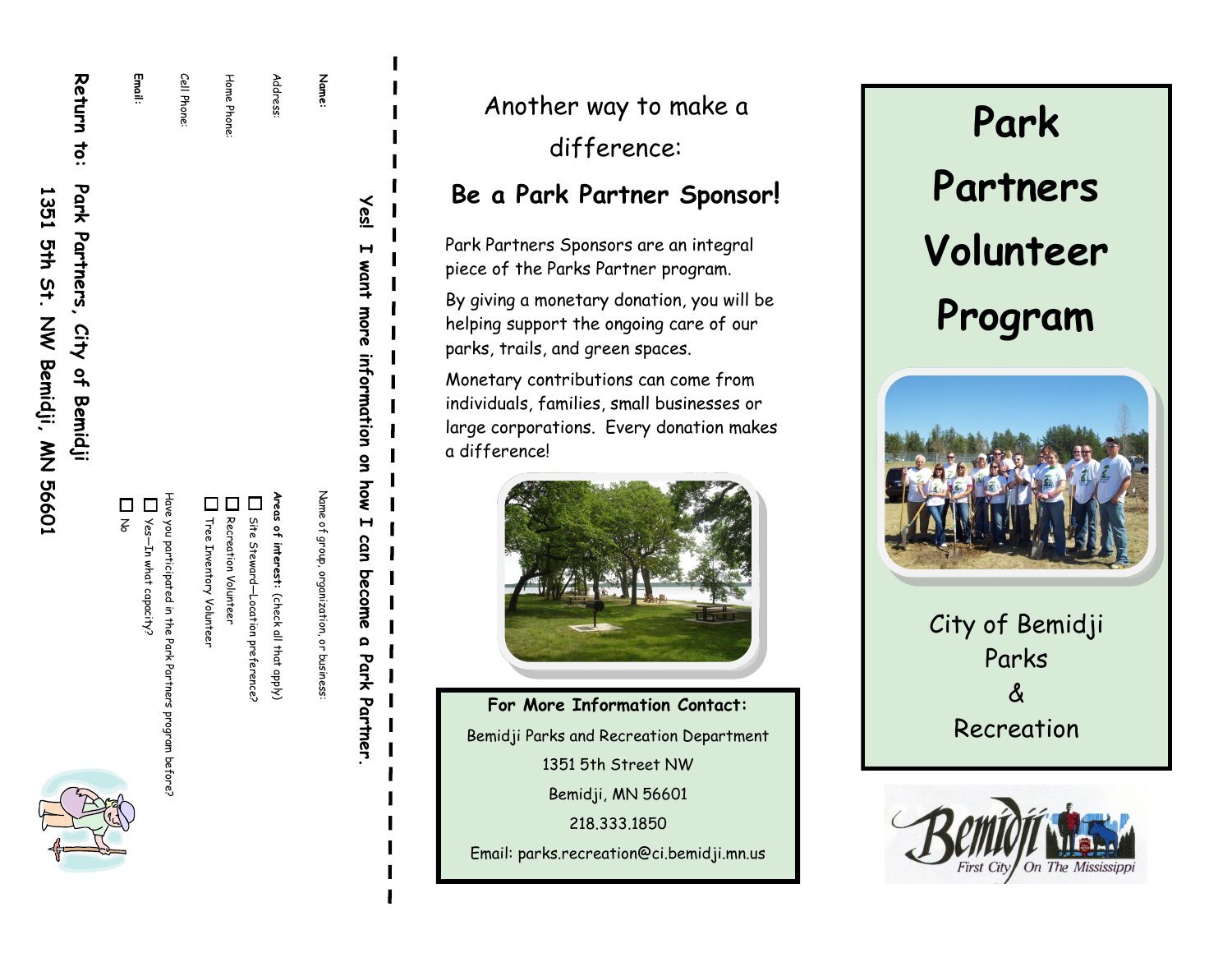# Park Partners Volunteer Program

City of Bemidji Parks & Recreation

First City On The Mississippi

Another way to make a difference:

## Be a Park Partner Sponsor!

Park Partners Sponsors are an integral piece of the Parks Partner program.

By giving a monetary donation, you will be helping support the ongoing care of our parks, trails, and green spaces.

Monetary contributions can come from individuals, families, small businesses or large corporations. Every donation makes a difference!

**For More Information Contact:**

Bemidji Parks and Recreation Department

1351 5th Street NW

Bemidji, MN 56601

218.333.1850

Email: parks.recreation@ci.bemidji.mn.us

---

**Yes! I want more information on how I can become a Park Partner.**

**Name:**

Name of group, organization, or business:

Address:

**Areas of interest:** (check all that apply)

- ☐ Site Steward—Location preference?
- ☐ Recreation Volunteer
- ☐ Tree Inventory Volunteer

Home Phone:

Cell Phone:

Have you participated in the Park Partners program before?

- ☐ Yes—In what capacity?
- ☐ No

**Email:**

**Return to: Park Partners, City of Bemidji**
**1351 5th St. NW Bemidji, MN 56601**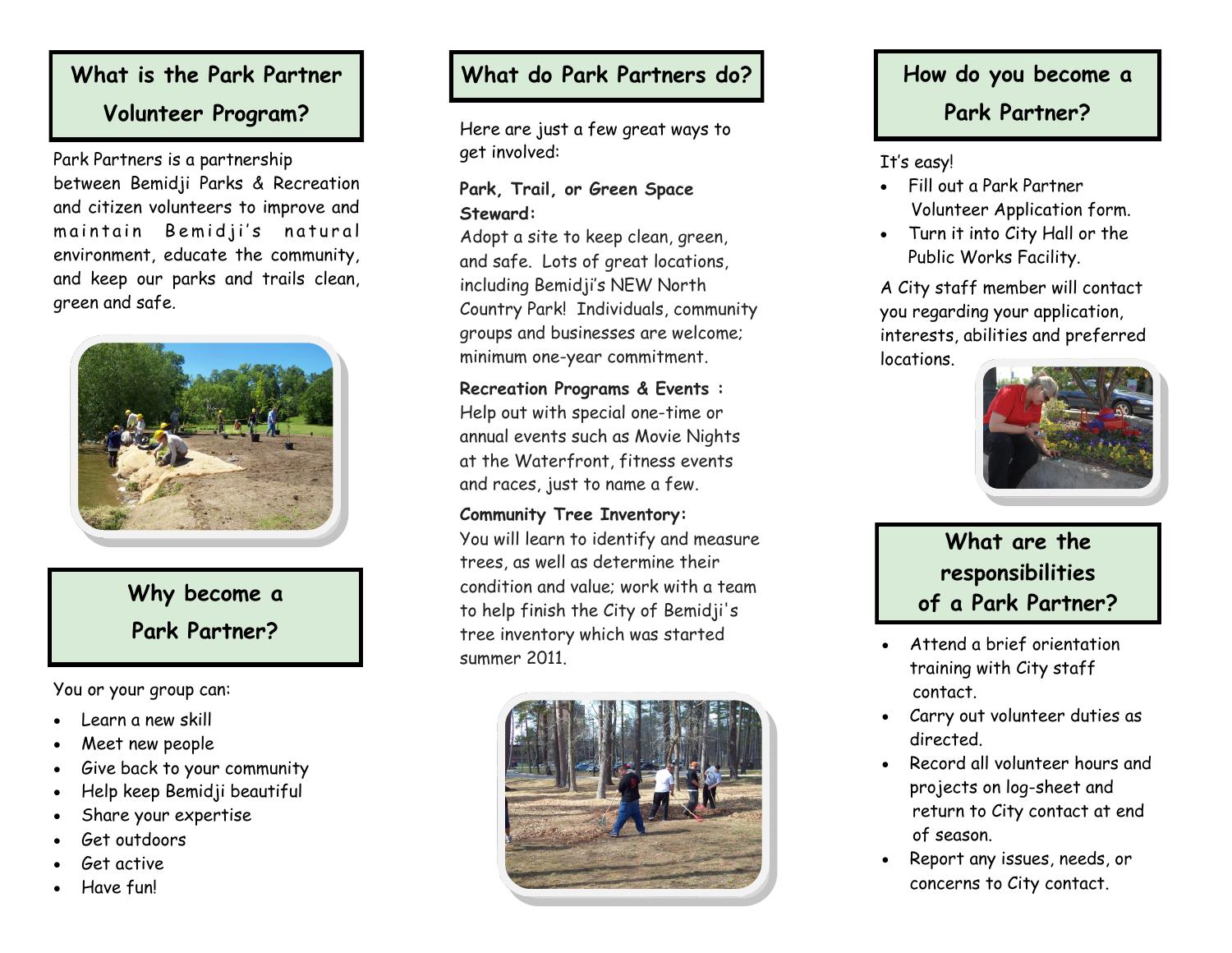## What is the Park Partner Volunteer Program?

Park Partners is a partnership between Bemidji Parks & Recreation and citizen volunteers to improve and maintain Bemidji's natural environment, educate the community, and keep our parks and trails clean, green and safe.

## Why become a Park Partner?

You or your group can:

- Learn a new skill
- Meet new people
- Give back to your community
- Help keep Bemidji beautiful
- Share your expertise
- Get outdoors
- Get active
- Have fun!

## What do Park Partners do?

Here are just a few great ways to get involved:

**Park, Trail, or Green Space Steward:**
Adopt a site to keep clean, green, and safe. Lots of great locations, including Bemidji's NEW North Country Park! Individuals, community groups and businesses are welcome; minimum one-year commitment.

**Recreation Programs & Events :**
Help out with special one-time or annual events such as Movie Nights at the Waterfront, fitness events and races, just to name a few.

**Community Tree Inventory:**
You will learn to identify and measure trees, as well as determine their condition and value; work with a team to help finish the City of Bemidji's tree inventory which was started summer 2011.

## How do you become a Park Partner?

It's easy!

- Fill out a Park Partner Volunteer Application form.
- Turn it into City Hall or the Public Works Facility.

A City staff member will contact you regarding your application, interests, abilities and preferred locations.

## What are the responsibilities of a Park Partner?

- Attend a brief orientation training with City staff contact.
- Carry out volunteer duties as directed.
- Record all volunteer hours and projects on log-sheet and return to City contact at end of season.
- Report any issues, needs, or concerns to City contact.